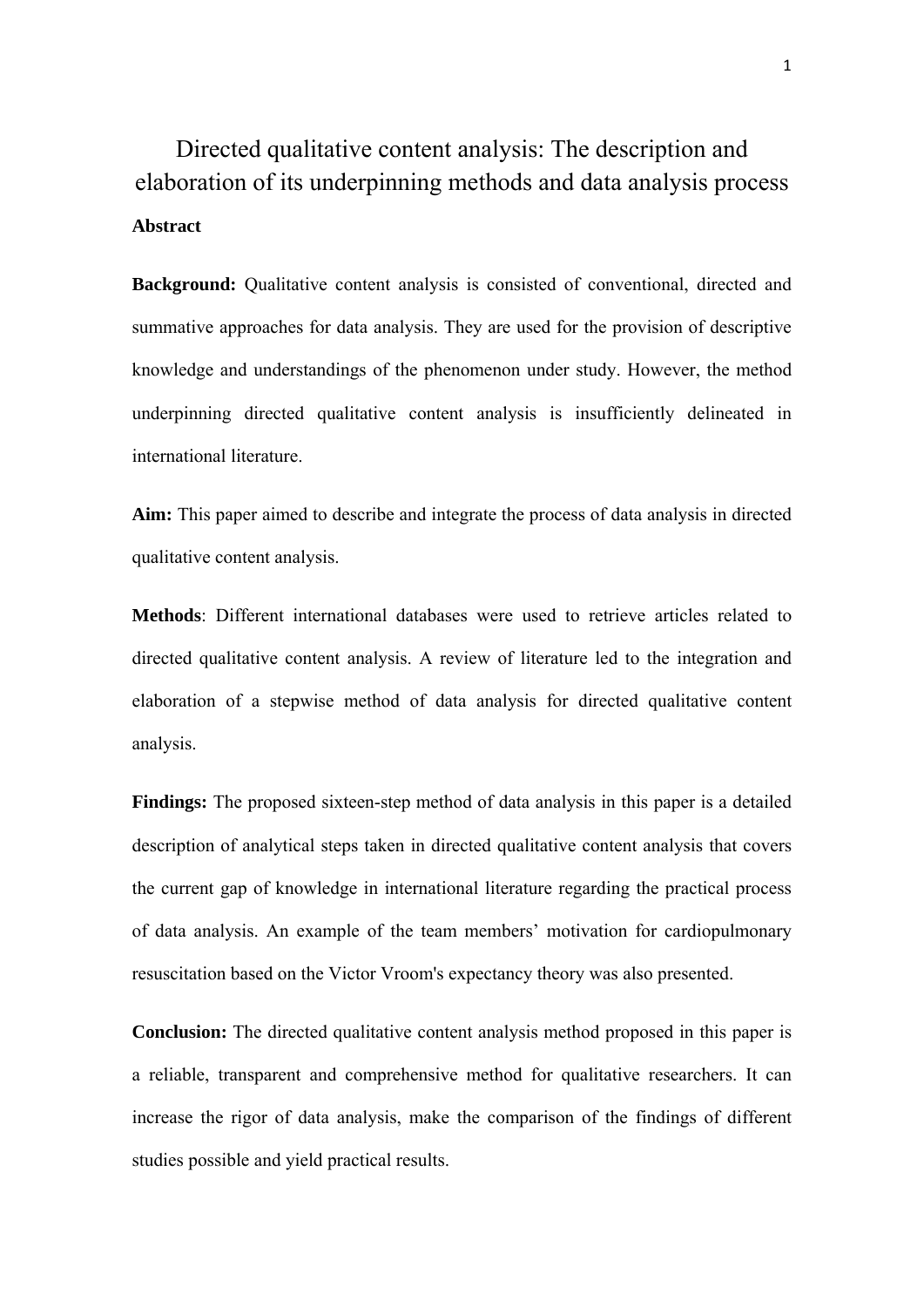# Directed qualitative content analysis: The description and elaboration of its underpinning methods and data analysis process

## Abstract

**Background:** Qualitative content analysis is consisted of conventional, directed and summative approaches for data analysis. They are used for the provision of descriptive knowledge and understandings of the phenomenon under study. However, the method underpinning directed qualitative content analysis is insufficiently delineated in international literature.

**Aim:** This paper aimed to describe and integrate the process of data analysis in directed qualitative content analysis.

**Methods**: Different international databases were used to retrieve articles related to directed qualitative content analysis. A review of literature led to the integration and elaboration of a stepwise method of data analysis for directed qualitative content analysis.

**Findings:** The proposed sixteen-step method of data analysis in this paper is a detailed description of analytical steps taken in directed qualitative content analysis that covers the current gap of knowledge in international literature regarding the practical process of data analysis. An example of the team members' motivation for cardiopulmonary resuscitation based on the Victor Vroom's expectancy theory was also presented.

**Conclusion:** The directed qualitative content analysis method proposed in this paper is a reliable, transparent and comprehensive method for qualitative researchers. It can increase the rigor of data analysis, make the comparison of the findings of different studies possible and yield practical results.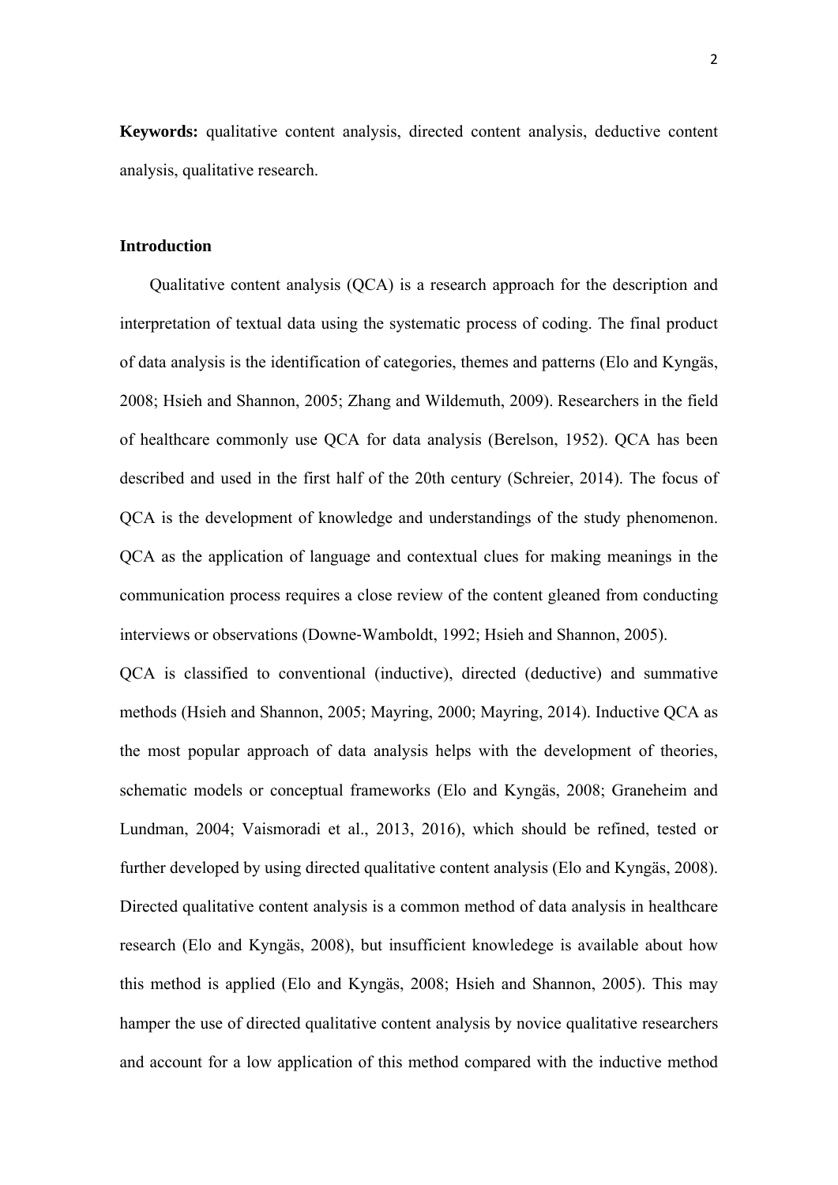**Keywords:** qualitative content analysis, directed content analysis, deductive content analysis, qualitative research.

## Introduction

Qualitative content analysis (QCA) is a research approach for the description and interpretation of textual data using the systematic process of coding. The final product of data analysis is the identification of categories, themes and patterns (Elo and Kyngäs, 2008; Hsieh and Shannon, 2005; Zhang and Wildemuth, 2009). Researchers in the field of healthcare commonly use QCA for data analysis (Berelson, 1952). QCA has been described and used in the first half of the 20th century (Schreier, 2014). The focus of QCA is the development of knowledge and understandings of the study phenomenon. QCA as the application of language and contextual clues for making meanings in the communication process requires a close review of the content gleaned from conducting interviews or observations (Downe-Wamboldt, 1992; Hsieh and Shannon, 2005).

QCA is classified to conventional (inductive), directed (deductive) and summative methods (Hsieh and Shannon, 2005; Mayring, 2000; Mayring, 2014). Inductive QCA as the most popular approach of data analysis helps with the development of theories, schematic models or conceptual frameworks (Elo and Kyngäs, 2008; Graneheim and Lundman, 2004; Vaismoradi et al., 2013, 2016), which should be refined, tested or further developed by using directed qualitative content analysis (Elo and Kyngäs, 2008). Directed qualitative content analysis is a common method of data analysis in healthcare research (Elo and Kyngäs, 2008), but insufficient knowledege is available about how this method is applied (Elo and Kyngäs, 2008; Hsieh and Shannon, 2005). This may hamper the use of directed qualitative content analysis by novice qualitative researchers and account for a low application of this method compared with the inductive method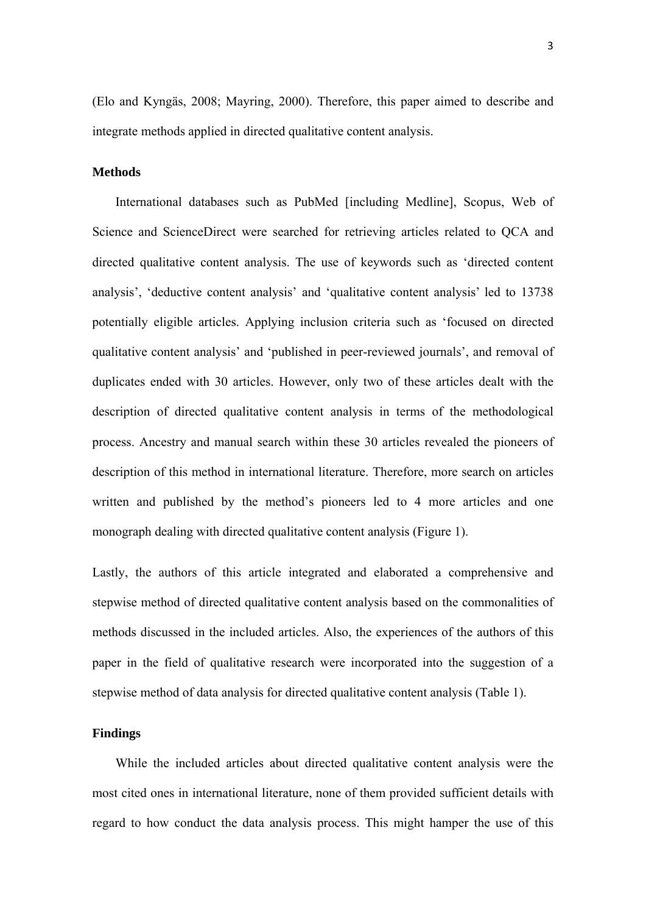(Elo and Kyngäs, 2008; Mayring, 2000). Therefore, this paper aimed to describe and integrate methods applied in directed qualitative content analysis.

## Methods

International databases such as PubMed [including Medline], Scopus, Web of Science and ScienceDirect were searched for retrieving articles related to QCA and directed qualitative content analysis. The use of keywords such as 'directed content analysis', 'deductive content analysis' and 'qualitative content analysis' led to 13738 potentially eligible articles. Applying inclusion criteria such as 'focused on directed qualitative content analysis' and 'published in peer-reviewed journals', and removal of duplicates ended with 30 articles. However, only two of these articles dealt with the description of directed qualitative content analysis in terms of the methodological process. Ancestry and manual search within these 30 articles revealed the pioneers of description of this method in international literature. Therefore, more search on articles written and published by the method's pioneers led to 4 more articles and one monograph dealing with directed qualitative content analysis (Figure 1).

Lastly, the authors of this article integrated and elaborated a comprehensive and stepwise method of directed qualitative content analysis based on the commonalities of methods discussed in the included articles. Also, the experiences of the authors of this paper in the field of qualitative research were incorporated into the suggestion of a stepwise method of data analysis for directed qualitative content analysis (Table 1).

## Findings

While the included articles about directed qualitative content analysis were the most cited ones in international literature, none of them provided sufficient details with regard to how conduct the data analysis process. This might hamper the use of this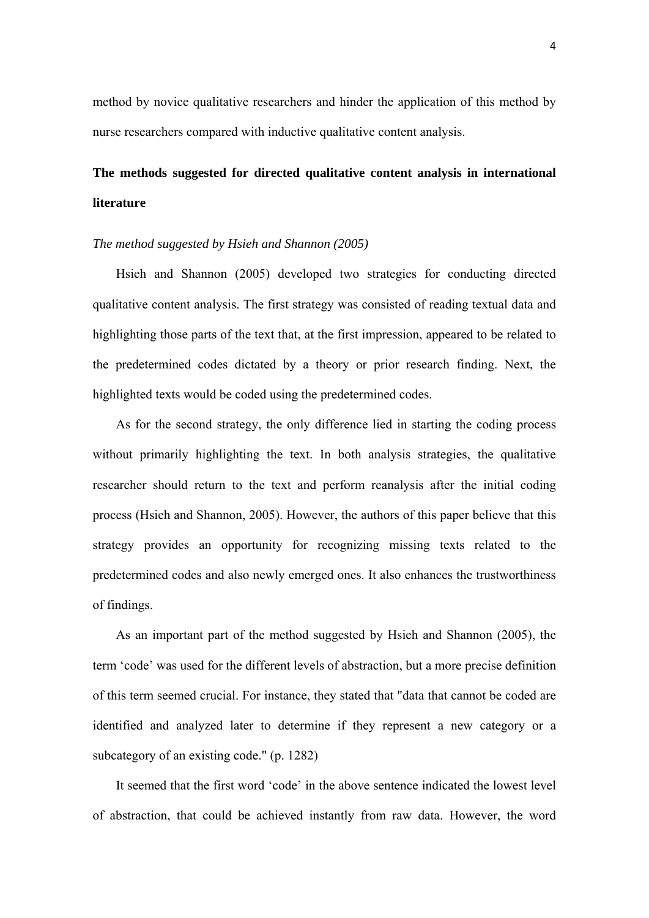method by novice qualitative researchers and hinder the application of this method by nurse researchers compared with inductive qualitative content analysis.

## The methods suggested for directed qualitative content analysis in international literature

### *The method suggested by Hsieh and Shannon (2005)*

Hsieh and Shannon (2005) developed two strategies for conducting directed qualitative content analysis. The first strategy was consisted of reading textual data and highlighting those parts of the text that, at the first impression, appeared to be related to the predetermined codes dictated by a theory or prior research finding. Next, the highlighted texts would be coded using the predetermined codes.

As for the second strategy, the only difference lied in starting the coding process without primarily highlighting the text. In both analysis strategies, the qualitative researcher should return to the text and perform reanalysis after the initial coding process (Hsieh and Shannon, 2005). However, the authors of this paper believe that this strategy provides an opportunity for recognizing missing texts related to the predetermined codes and also newly emerged ones. It also enhances the trustworthiness of findings.

As an important part of the method suggested by Hsieh and Shannon (2005), the term 'code' was used for the different levels of abstraction, but a more precise definition of this term seemed crucial. For instance, they stated that "data that cannot be coded are identified and analyzed later to determine if they represent a new category or a subcategory of an existing code." (p. 1282)

It seemed that the first word 'code' in the above sentence indicated the lowest level of abstraction, that could be achieved instantly from raw data. However, the word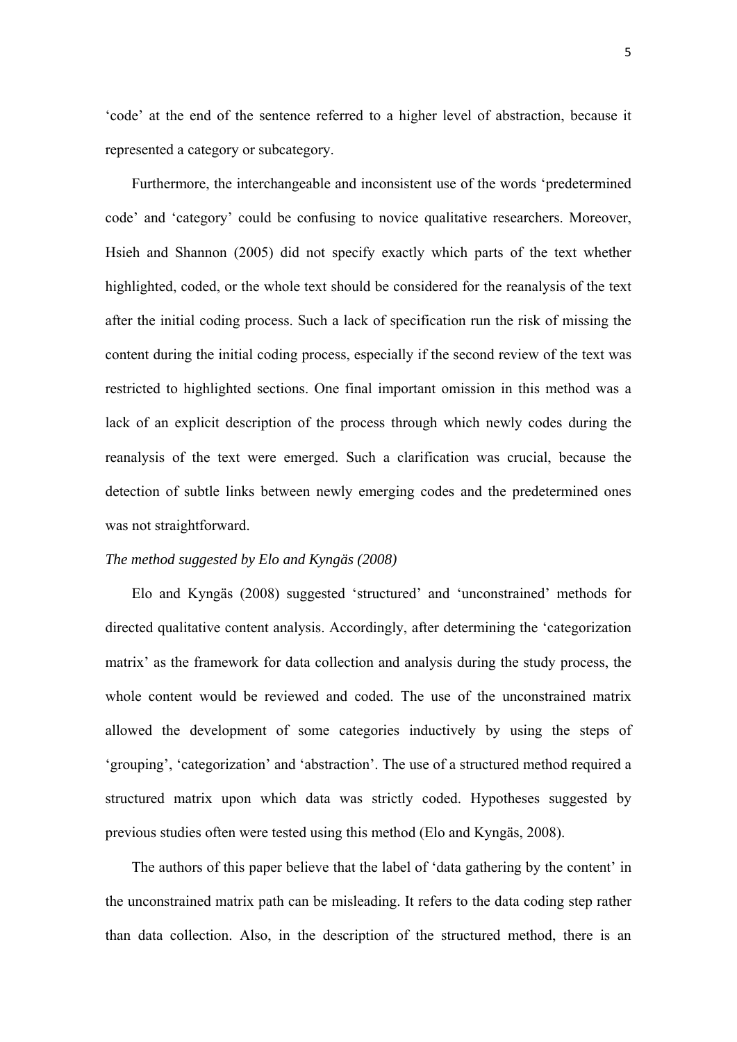'code' at the end of the sentence referred to a higher level of abstraction, because it represented a category or subcategory.

Furthermore, the interchangeable and inconsistent use of the words 'predetermined code' and 'category' could be confusing to novice qualitative researchers. Moreover, Hsieh and Shannon (2005) did not specify exactly which parts of the text whether highlighted, coded, or the whole text should be considered for the reanalysis of the text after the initial coding process. Such a lack of specification run the risk of missing the content during the initial coding process, especially if the second review of the text was restricted to highlighted sections. One final important omission in this method was a lack of an explicit description of the process through which newly codes during the reanalysis of the text were emerged. Such a clarification was crucial, because the detection of subtle links between newly emerging codes and the predetermined ones was not straightforward.

*The method suggested by Elo and Kyngäs (2008)*

Elo and Kyngäs (2008) suggested 'structured' and 'unconstrained' methods for directed qualitative content analysis. Accordingly, after determining the 'categorization matrix' as the framework for data collection and analysis during the study process, the whole content would be reviewed and coded. The use of the unconstrained matrix allowed the development of some categories inductively by using the steps of 'grouping', 'categorization' and 'abstraction'. The use of a structured method required a structured matrix upon which data was strictly coded. Hypotheses suggested by previous studies often were tested using this method (Elo and Kyngäs, 2008).

The authors of this paper believe that the label of 'data gathering by the content' in the unconstrained matrix path can be misleading. It refers to the data coding step rather than data collection. Also, in the description of the structured method, there is an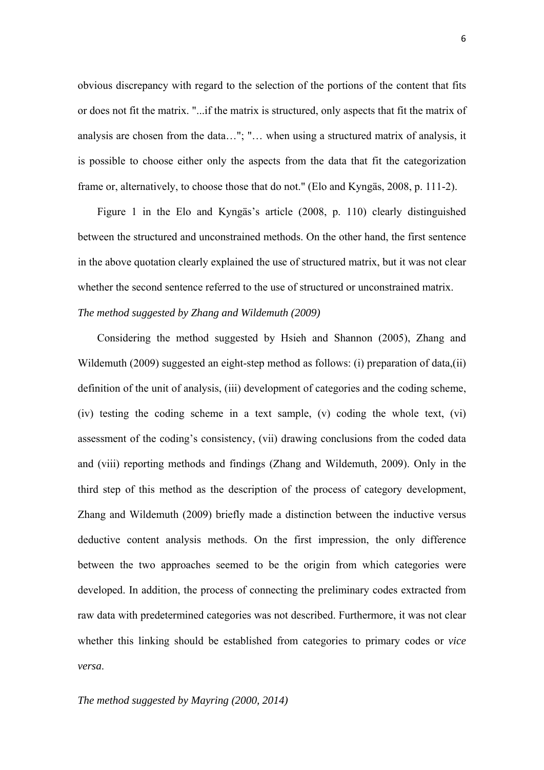obvious discrepancy with regard to the selection of the portions of the content that fits or does not fit the matrix. "...if the matrix is structured, only aspects that fit the matrix of analysis are chosen from the data…"; "… when using a structured matrix of analysis, it is possible to choose either only the aspects from the data that fit the categorization frame or, alternatively, to choose those that do not." (Elo and Kyngäs, 2008, p. 111-2).

Figure 1 in the Elo and Kyngäs's article (2008, p. 110) clearly distinguished between the structured and unconstrained methods. On the other hand, the first sentence in the above quotation clearly explained the use of structured matrix, but it was not clear whether the second sentence referred to the use of structured or unconstrained matrix.

*The method suggested by Zhang and Wildemuth (2009)*

Considering the method suggested by Hsieh and Shannon (2005), Zhang and Wildemuth (2009) suggested an eight-step method as follows: (i) preparation of data,(ii) definition of the unit of analysis, (iii) development of categories and the coding scheme, (iv) testing the coding scheme in a text sample, (v) coding the whole text, (vi) assessment of the coding's consistency, (vii) drawing conclusions from the coded data and (viii) reporting methods and findings (Zhang and Wildemuth, 2009). Only in the third step of this method as the description of the process of category development, Zhang and Wildemuth (2009) briefly made a distinction between the inductive versus deductive content analysis methods. On the first impression, the only difference between the two approaches seemed to be the origin from which categories were developed. In addition, the process of connecting the preliminary codes extracted from raw data with predetermined categories was not described. Furthermore, it was not clear whether this linking should be established from categories to primary codes or *vice versa*.

*The method suggested by Mayring (2000, 2014)*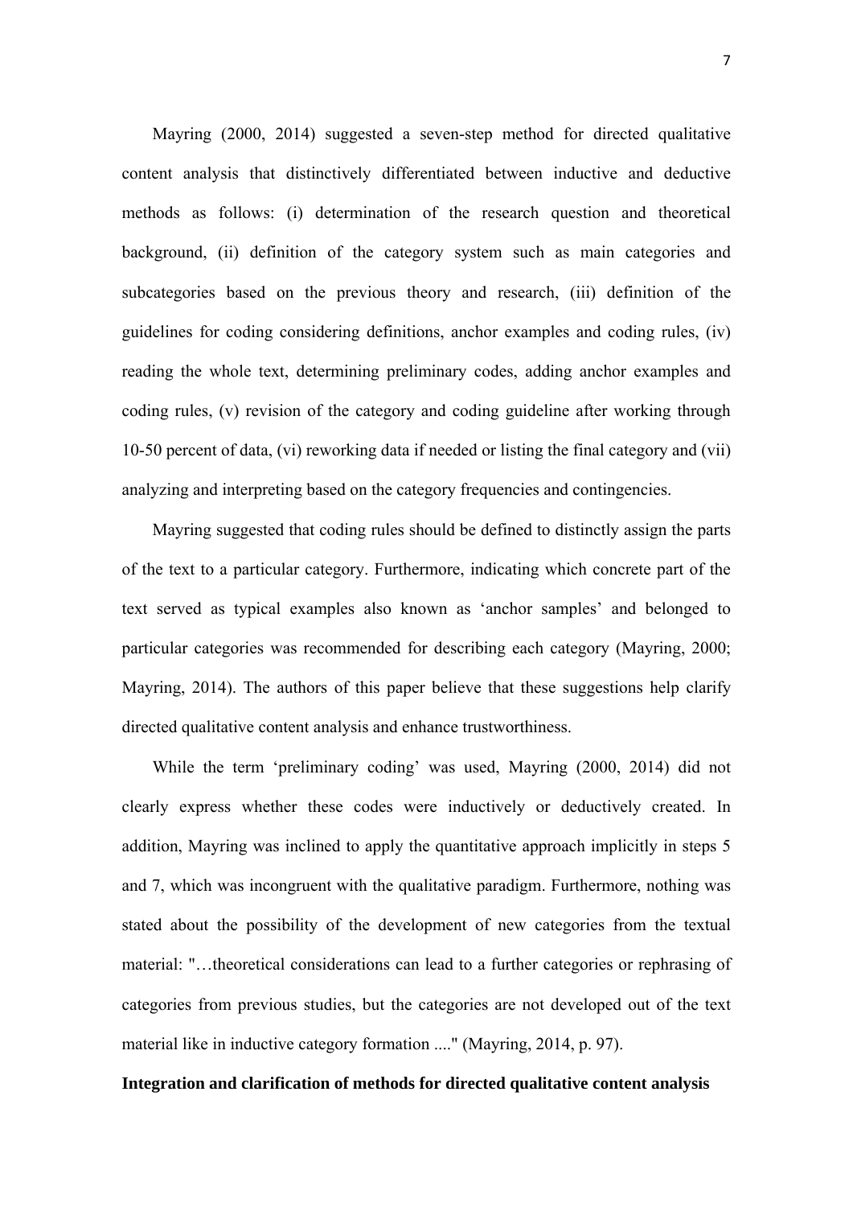Mayring (2000, 2014) suggested a seven-step method for directed qualitative content analysis that distinctively differentiated between inductive and deductive methods as follows: (i) determination of the research question and theoretical background, (ii) definition of the category system such as main categories and subcategories based on the previous theory and research, (iii) definition of the guidelines for coding considering definitions, anchor examples and coding rules, (iv) reading the whole text, determining preliminary codes, adding anchor examples and coding rules, (v) revision of the category and coding guideline after working through 10-50 percent of data, (vi) reworking data if needed or listing the final category and (vii) analyzing and interpreting based on the category frequencies and contingencies.

Mayring suggested that coding rules should be defined to distinctly assign the parts of the text to a particular category. Furthermore, indicating which concrete part of the text served as typical examples also known as 'anchor samples' and belonged to particular categories was recommended for describing each category (Mayring, 2000; Mayring, 2014). The authors of this paper believe that these suggestions help clarify directed qualitative content analysis and enhance trustworthiness.

While the term 'preliminary coding' was used, Mayring (2000, 2014) did not clearly express whether these codes were inductively or deductively created. In addition, Mayring was inclined to apply the quantitative approach implicitly in steps 5 and 7, which was incongruent with the qualitative paradigm. Furthermore, nothing was stated about the possibility of the development of new categories from the textual material: "…theoretical considerations can lead to a further categories or rephrasing of categories from previous studies, but the categories are not developed out of the text material like in inductive category formation ...." (Mayring, 2014, p. 97).

**Integration and clarification of methods for directed qualitative content analysis**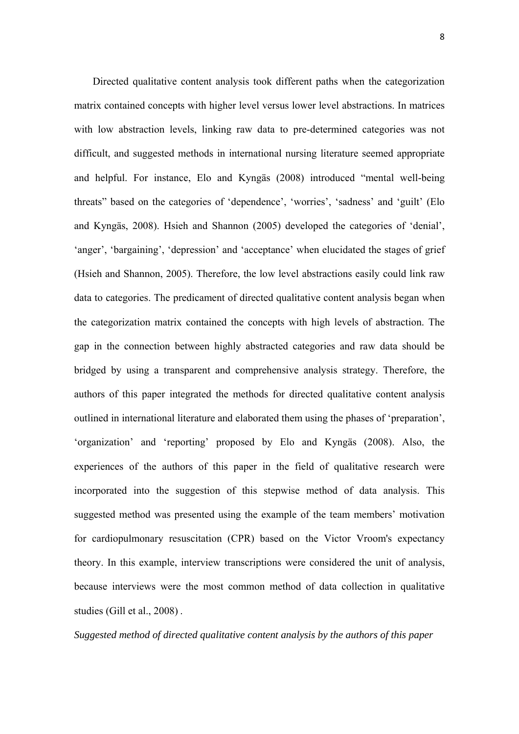Directed qualitative content analysis took different paths when the categorization matrix contained concepts with higher level versus lower level abstractions. In matrices with low abstraction levels, linking raw data to pre-determined categories was not difficult, and suggested methods in international nursing literature seemed appropriate and helpful. For instance, Elo and Kyngäs (2008) introduced "mental well-being threats" based on the categories of 'dependence', 'worries', 'sadness' and 'guilt' (Elo and Kyngäs, 2008). Hsieh and Shannon (2005) developed the categories of 'denial', 'anger', 'bargaining', 'depression' and 'acceptance' when elucidated the stages of grief (Hsieh and Shannon, 2005). Therefore, the low level abstractions easily could link raw data to categories. The predicament of directed qualitative content analysis began when the categorization matrix contained the concepts with high levels of abstraction. The gap in the connection between highly abstracted categories and raw data should be bridged by using a transparent and comprehensive analysis strategy. Therefore, the authors of this paper integrated the methods for directed qualitative content analysis outlined in international literature and elaborated them using the phases of 'preparation', 'organization' and 'reporting' proposed by Elo and Kyngäs (2008). Also, the experiences of the authors of this paper in the field of qualitative research were incorporated into the suggestion of this stepwise method of data analysis. This suggested method was presented using the example of the team members' motivation for cardiopulmonary resuscitation (CPR) based on the Victor Vroom's expectancy theory. In this example, interview transcriptions were considered the unit of analysis, because interviews were the most common method of data collection in qualitative studies (Gill et al., 2008) .

*Suggested method of directed qualitative content analysis by the authors of this paper*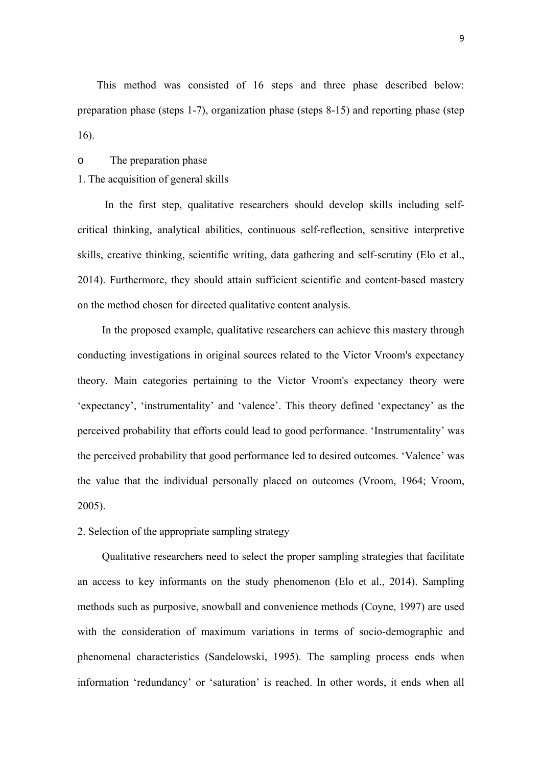This method was consisted of 16 steps and three phase described below: preparation phase (steps 1-7), organization phase (steps 8-15) and reporting phase (step 16).

- The preparation phase

1. The acquisition of general skills

In the first step, qualitative researchers should develop skills including self-critical thinking, analytical abilities, continuous self-reflection, sensitive interpretive skills, creative thinking, scientific writing, data gathering and self-scrutiny (Elo et al., 2014). Furthermore, they should attain sufficient scientific and content-based mastery on the method chosen for directed qualitative content analysis.

In the proposed example, qualitative researchers can achieve this mastery through conducting investigations in original sources related to the Victor Vroom's expectancy theory. Main categories pertaining to the Victor Vroom's expectancy theory were 'expectancy', 'instrumentality' and 'valence'. This theory defined 'expectancy' as the perceived probability that efforts could lead to good performance. 'Instrumentality' was the perceived probability that good performance led to desired outcomes. 'Valence' was the value that the individual personally placed on outcomes (Vroom, 1964; Vroom, 2005).

2. Selection of the appropriate sampling strategy

Qualitative researchers need to select the proper sampling strategies that facilitate an access to key informants on the study phenomenon (Elo et al., 2014). Sampling methods such as purposive, snowball and convenience methods (Coyne, 1997) are used with the consideration of maximum variations in terms of socio-demographic and phenomenal characteristics (Sandelowski, 1995). The sampling process ends when information 'redundancy' or 'saturation' is reached. In other words, it ends when all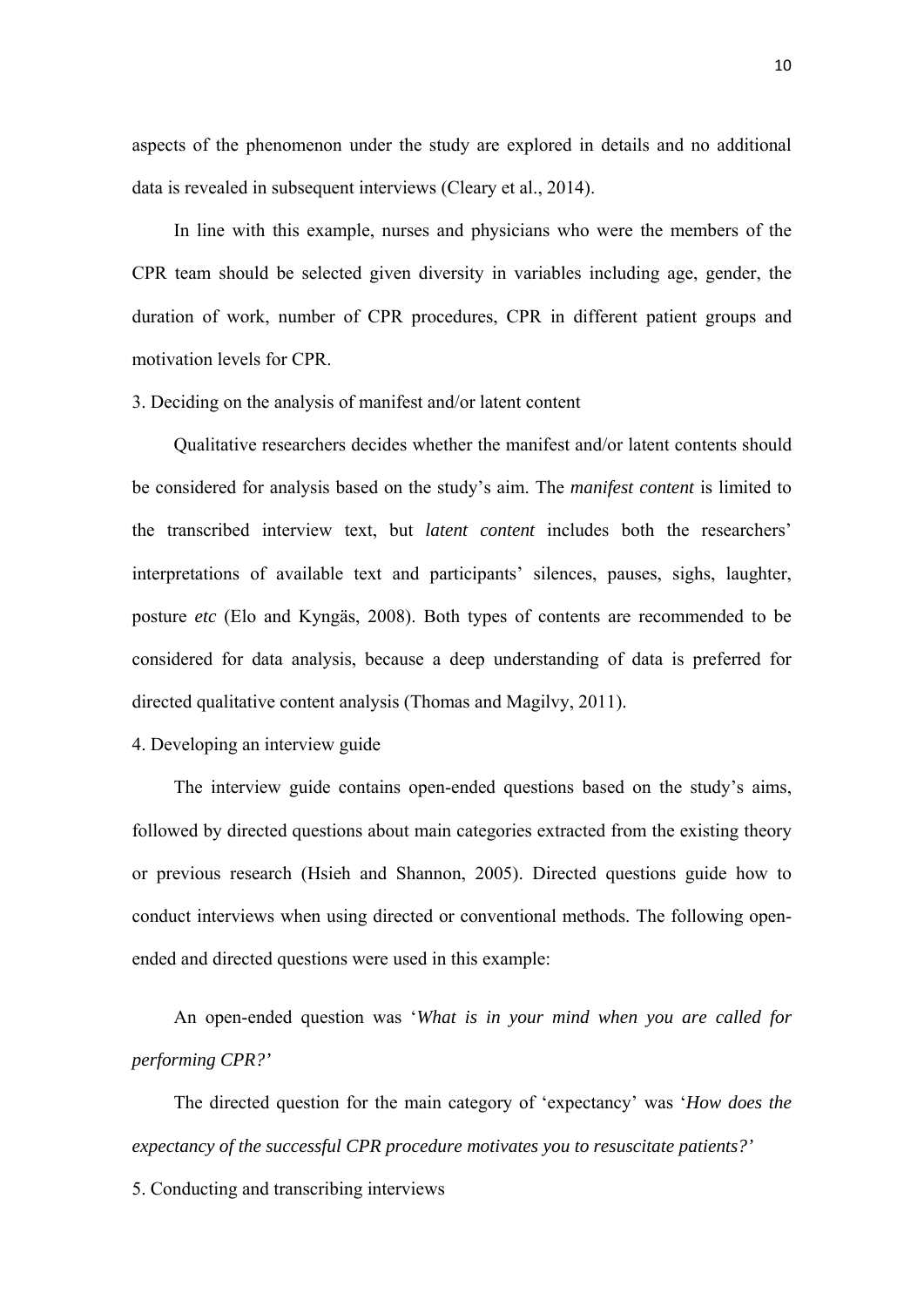aspects of the phenomenon under the study are explored in details and no additional data is revealed in subsequent interviews (Cleary et al., 2014).

In line with this example, nurses and physicians who were the members of the CPR team should be selected given diversity in variables including age, gender, the duration of work, number of CPR procedures, CPR in different patient groups and motivation levels for CPR.

3. Deciding on the analysis of manifest and/or latent content

Qualitative researchers decides whether the manifest and/or latent contents should be considered for analysis based on the study's aim. The *manifest content* is limited to the transcribed interview text, but *latent content* includes both the researchers' interpretations of available text and participants' silences, pauses, sighs, laughter, posture *etc* (Elo and Kyngäs, 2008). Both types of contents are recommended to be considered for data analysis, because a deep understanding of data is preferred for directed qualitative content analysis (Thomas and Magilvy, 2011).

4. Developing an interview guide

The interview guide contains open-ended questions based on the study's aims, followed by directed questions about main categories extracted from the existing theory or previous research (Hsieh and Shannon, 2005). Directed questions guide how to conduct interviews when using directed or conventional methods. The following open-ended and directed questions were used in this example:

An open-ended question was '*What is in your mind when you are called for performing CPR?*'

The directed question for the main category of 'expectancy' was '*How does the expectancy of the successful CPR procedure motivates you to resuscitate patients?*'

5. Conducting and transcribing interviews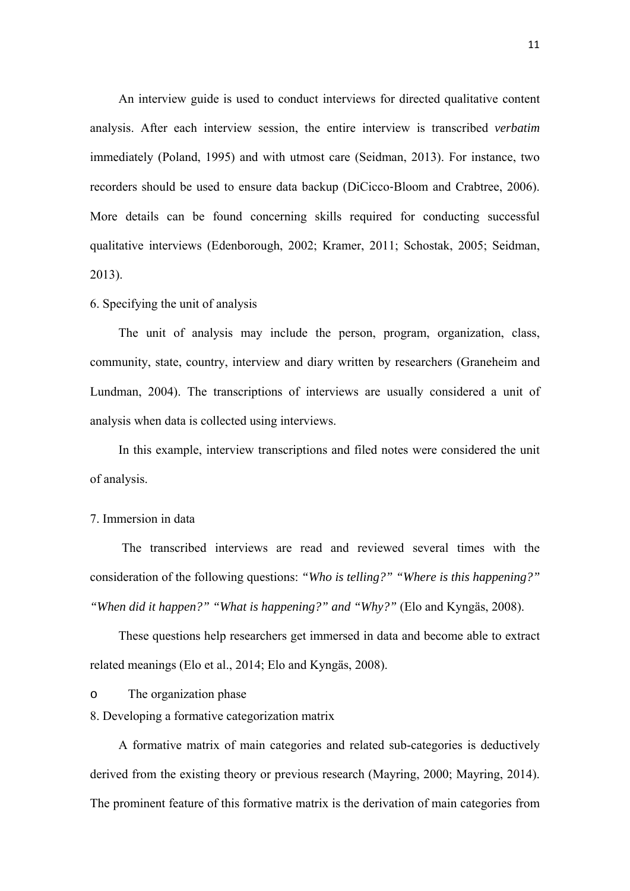An interview guide is used to conduct interviews for directed qualitative content analysis. After each interview session, the entire interview is transcribed *verbatim* immediately (Poland, 1995) and with utmost care (Seidman, 2013). For instance, two recorders should be used to ensure data backup (DiCicco-Bloom and Crabtree, 2006). More details can be found concerning skills required for conducting successful qualitative interviews (Edenborough, 2002; Kramer, 2011; Schostak, 2005; Seidman, 2013).

6. Specifying the unit of analysis

The unit of analysis may include the person, program, organization, class, community, state, country, interview and diary written by researchers (Graneheim and Lundman, 2004). The transcriptions of interviews are usually considered a unit of analysis when data is collected using interviews.

In this example, interview transcriptions and filed notes were considered the unit of analysis.

7. Immersion in data

The transcribed interviews are read and reviewed several times with the consideration of the following questions: *"Who is telling?" "Where is this happening?" "When did it happen?" "What is happening?" and "Why?"* (Elo and Kyngäs, 2008).

These questions help researchers get immersed in data and become able to extract related meanings (Elo et al., 2014; Elo and Kyngäs, 2008).

- The organization phase

8. Developing a formative categorization matrix

A formative matrix of main categories and related sub-categories is deductively derived from the existing theory or previous research (Mayring, 2000; Mayring, 2014). The prominent feature of this formative matrix is the derivation of main categories from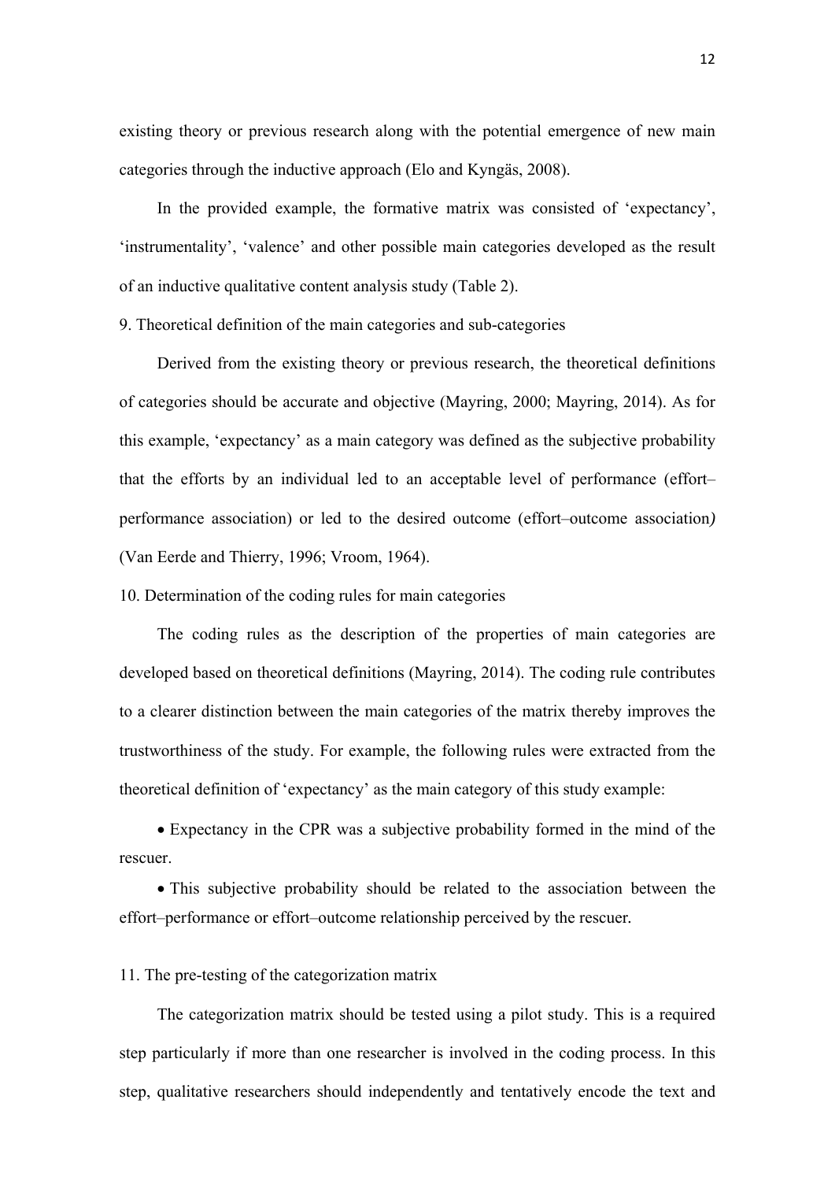existing theory or previous research along with the potential emergence of new main categories through the inductive approach (Elo and Kyngäs, 2008).

In the provided example, the formative matrix was consisted of 'expectancy', 'instrumentality', 'valence' and other possible main categories developed as the result of an inductive qualitative content analysis study (Table 2).

9. Theoretical definition of the main categories and sub-categories

Derived from the existing theory or previous research, the theoretical definitions of categories should be accurate and objective (Mayring, 2000; Mayring, 2014). As for this example, 'expectancy' as a main category was defined as the subjective probability that the efforts by an individual led to an acceptable level of performance (effort–performance association) or led to the desired outcome (effort–outcome association*)* (Van Eerde and Thierry, 1996; Vroom, 1964).

10. Determination of the coding rules for main categories

The coding rules as the description of the properties of main categories are developed based on theoretical definitions (Mayring, 2014). The coding rule contributes to a clearer distinction between the main categories of the matrix thereby improves the trustworthiness of the study. For example, the following rules were extracted from the theoretical definition of 'expectancy' as the main category of this study example:

- Expectancy in the CPR was a subjective probability formed in the mind of the rescuer.
- This subjective probability should be related to the association between the effort–performance or effort–outcome relationship perceived by the rescuer.

11. The pre-testing of the categorization matrix

The categorization matrix should be tested using a pilot study. This is a required step particularly if more than one researcher is involved in the coding process. In this step, qualitative researchers should independently and tentatively encode the text and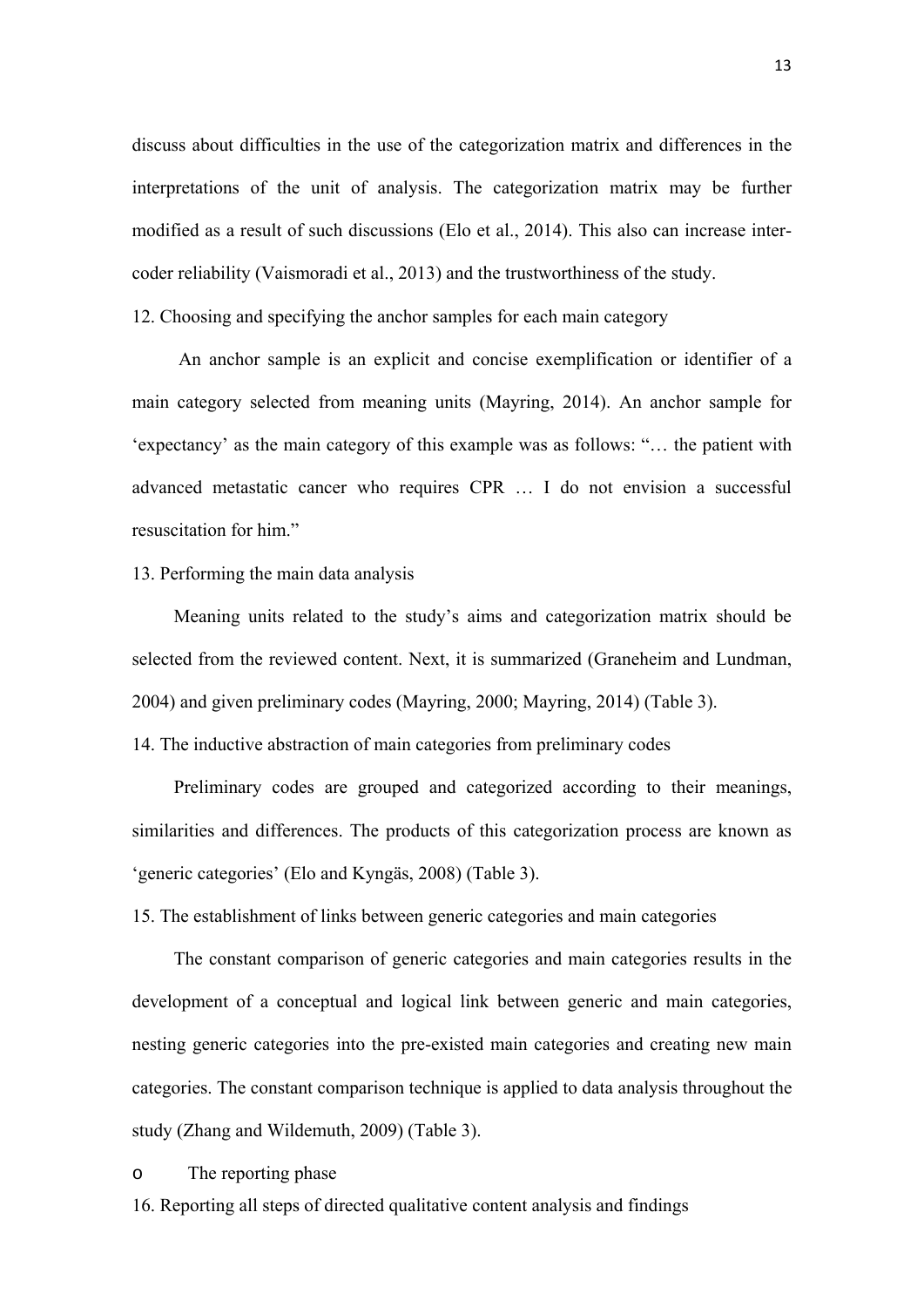discuss about difficulties in the use of the categorization matrix and differences in the interpretations of the unit of analysis. The categorization matrix may be further modified as a result of such discussions (Elo et al., 2014). This also can increase inter-coder reliability (Vaismoradi et al., 2013) and the trustworthiness of the study.

12. Choosing and specifying the anchor samples for each main category

An anchor sample is an explicit and concise exemplification or identifier of a main category selected from meaning units (Mayring, 2014). An anchor sample for 'expectancy' as the main category of this example was as follows: "… the patient with advanced metastatic cancer who requires CPR … I do not envision a successful resuscitation for him."

13. Performing the main data analysis

Meaning units related to the study's aims and categorization matrix should be selected from the reviewed content. Next, it is summarized (Graneheim and Lundman, 2004) and given preliminary codes (Mayring, 2000; Mayring, 2014) (Table 3).

14. The inductive abstraction of main categories from preliminary codes

Preliminary codes are grouped and categorized according to their meanings, similarities and differences. The products of this categorization process are known as 'generic categories' (Elo and Kyngäs, 2008) (Table 3).

15. The establishment of links between generic categories and main categories

The constant comparison of generic categories and main categories results in the development of a conceptual and logical link between generic and main categories, nesting generic categories into the pre-existed main categories and creating new main categories. The constant comparison technique is applied to data analysis throughout the study (Zhang and Wildemuth, 2009) (Table 3).

- The reporting phase

16. Reporting all steps of directed qualitative content analysis and findings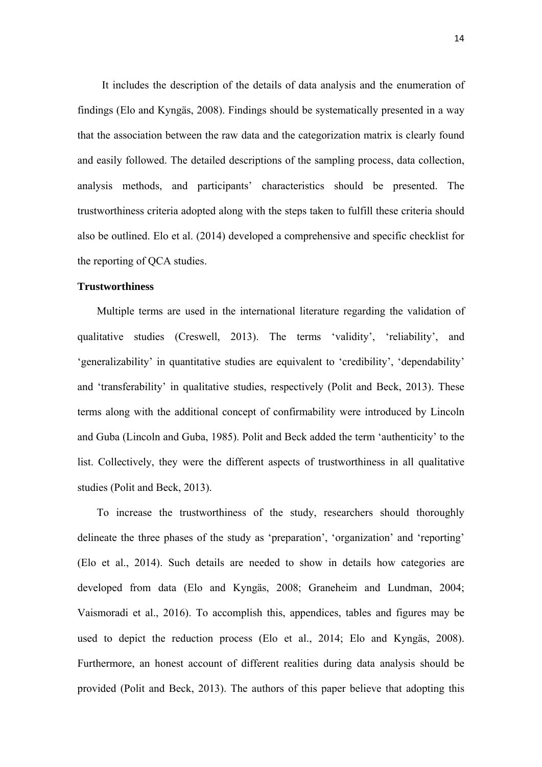It includes the description of the details of data analysis and the enumeration of findings (Elo and Kyngäs, 2008). Findings should be systematically presented in a way that the association between the raw data and the categorization matrix is clearly found and easily followed. The detailed descriptions of the sampling process, data collection, analysis methods, and participants' characteristics should be presented. The trustworthiness criteria adopted along with the steps taken to fulfill these criteria should also be outlined. Elo et al. (2014) developed a comprehensive and specific checklist for the reporting of QCA studies.

**Trustworthiness**

Multiple terms are used in the international literature regarding the validation of qualitative studies (Creswell, 2013). The terms 'validity', 'reliability', and 'generalizability' in quantitative studies are equivalent to 'credibility', 'dependability' and 'transferability' in qualitative studies, respectively (Polit and Beck, 2013). These terms along with the additional concept of confirmability were introduced by Lincoln and Guba (Lincoln and Guba, 1985). Polit and Beck added the term 'authenticity' to the list. Collectively, they were the different aspects of trustworthiness in all qualitative studies (Polit and Beck, 2013).

To increase the trustworthiness of the study, researchers should thoroughly delineate the three phases of the study as 'preparation', 'organization' and 'reporting' (Elo et al., 2014). Such details are needed to show in details how categories are developed from data (Elo and Kyngäs, 2008; Graneheim and Lundman, 2004; Vaismoradi et al., 2016). To accomplish this, appendices, tables and figures may be used to depict the reduction process (Elo et al., 2014; Elo and Kyngäs, 2008). Furthermore, an honest account of different realities during data analysis should be provided (Polit and Beck, 2013). The authors of this paper believe that adopting this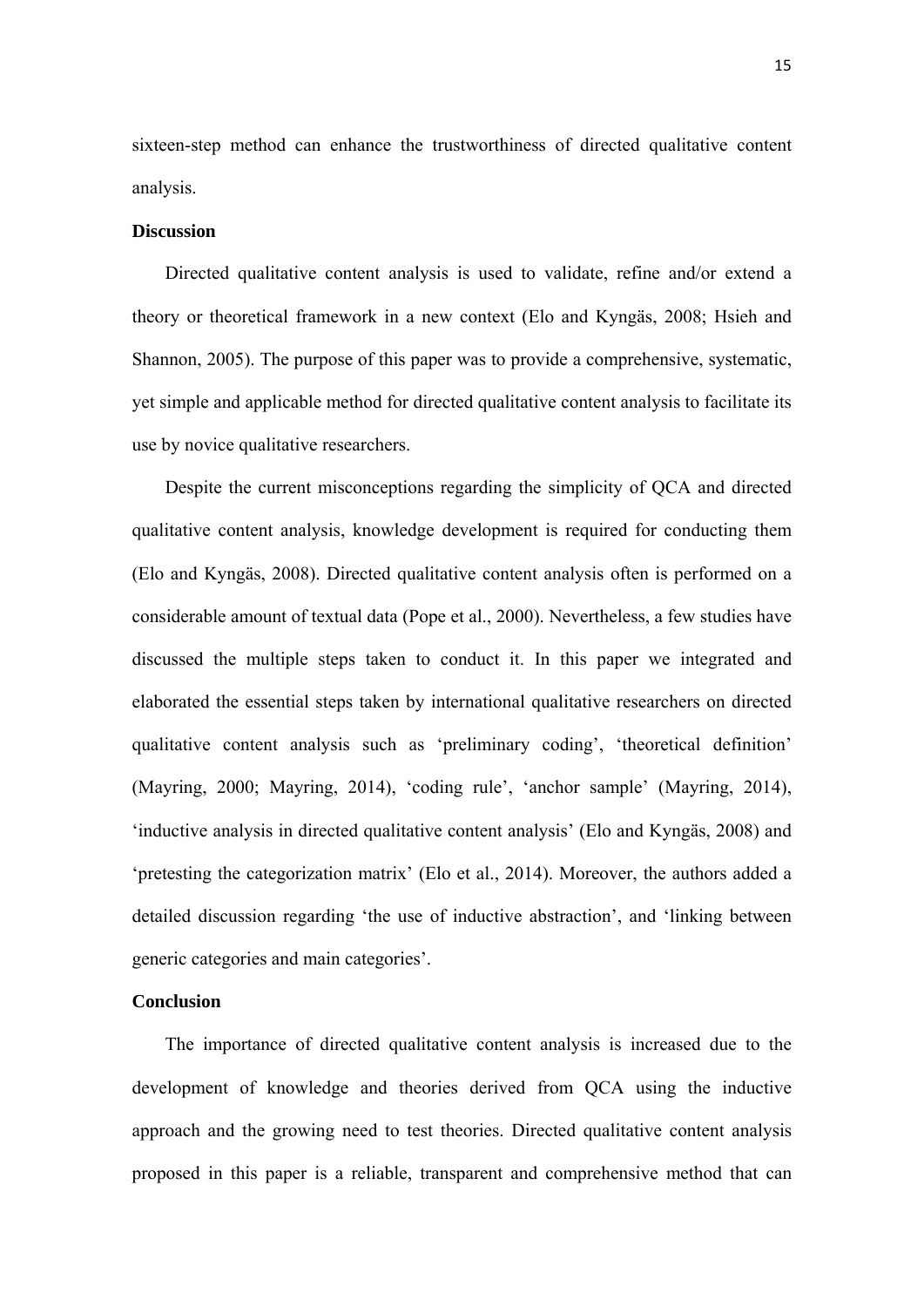sixteen-step method can enhance the trustworthiness of directed qualitative content analysis.

## Discussion

Directed qualitative content analysis is used to validate, refine and/or extend a theory or theoretical framework in a new context (Elo and Kyngäs, 2008; Hsieh and Shannon, 2005). The purpose of this paper was to provide a comprehensive, systematic, yet simple and applicable method for directed qualitative content analysis to facilitate its use by novice qualitative researchers.

Despite the current misconceptions regarding the simplicity of QCA and directed qualitative content analysis, knowledge development is required for conducting them (Elo and Kyngäs, 2008). Directed qualitative content analysis often is performed on a considerable amount of textual data (Pope et al., 2000). Nevertheless, a few studies have discussed the multiple steps taken to conduct it. In this paper we integrated and elaborated the essential steps taken by international qualitative researchers on directed qualitative content analysis such as 'preliminary coding', 'theoretical definition' (Mayring, 2000; Mayring, 2014), 'coding rule', 'anchor sample' (Mayring, 2014), 'inductive analysis in directed qualitative content analysis' (Elo and Kyngäs, 2008) and 'pretesting the categorization matrix' (Elo et al., 2014). Moreover, the authors added a detailed discussion regarding 'the use of inductive abstraction', and 'linking between generic categories and main categories'.

## Conclusion

The importance of directed qualitative content analysis is increased due to the development of knowledge and theories derived from QCA using the inductive approach and the growing need to test theories. Directed qualitative content analysis proposed in this paper is a reliable, transparent and comprehensive method that can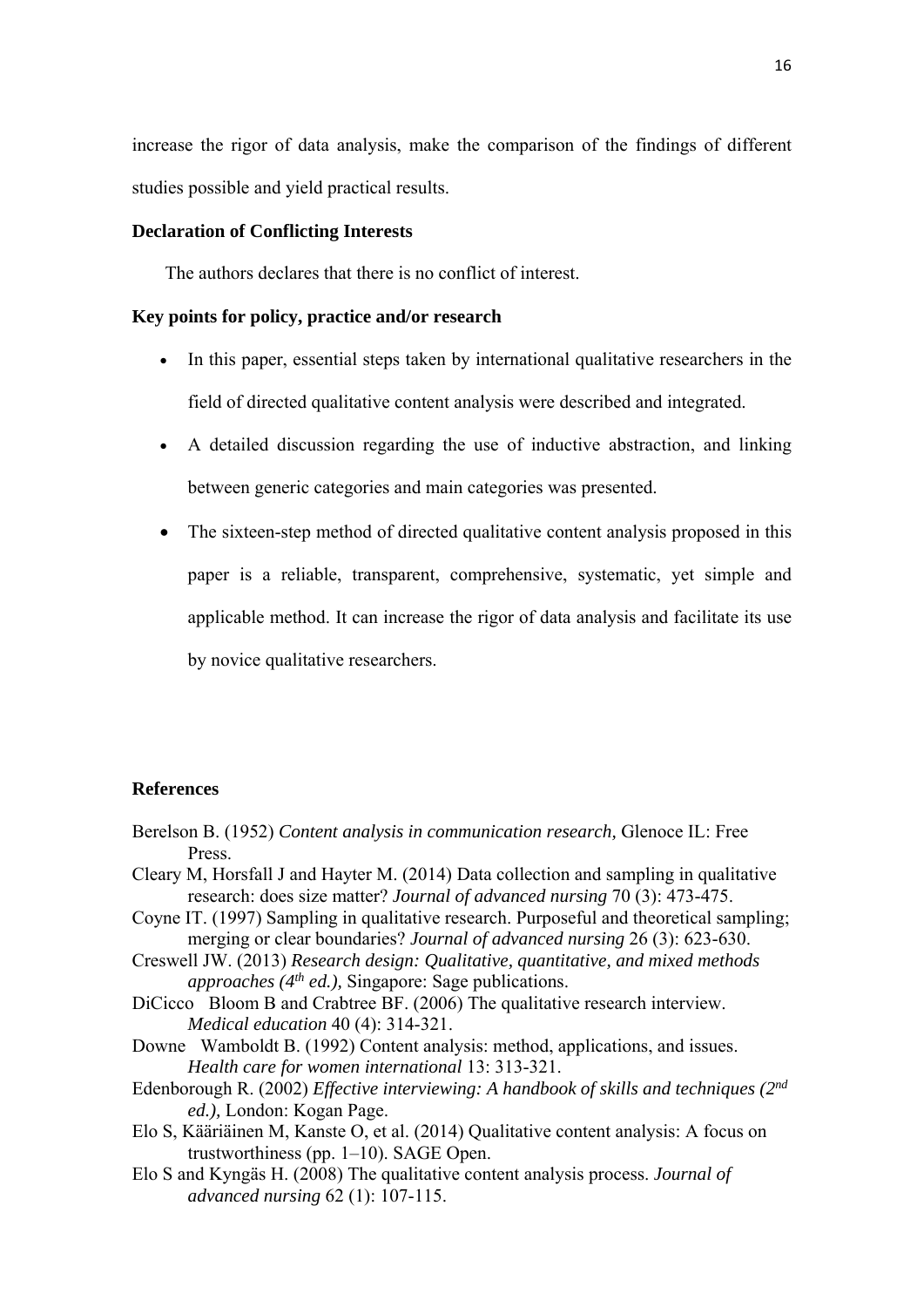increase the rigor of data analysis, make the comparison of the findings of different studies possible and yield practical results.

**Declaration of Conflicting Interests**

The authors declares that there is no conflict of interest.

**Key points for policy, practice and/or research**

- In this paper, essential steps taken by international qualitative researchers in the field of directed qualitative content analysis were described and integrated.
- A detailed discussion regarding the use of inductive abstraction, and linking between generic categories and main categories was presented.
- The sixteen-step method of directed qualitative content analysis proposed in this paper is a reliable, transparent, comprehensive, systematic, yet simple and applicable method. It can increase the rigor of data analysis and facilitate its use by novice qualitative researchers.

**References**

Berelson B. (1952) *Content analysis in communication research,* Glenoce IL: Free Press.

Cleary M, Horsfall J and Hayter M. (2014) Data collection and sampling in qualitative research: does size matter? *Journal of advanced nursing* 70 (3): 473-475.

Coyne IT. (1997) Sampling in qualitative research. Purposeful and theoretical sampling; merging or clear boundaries? *Journal of advanced nursing* 26 (3): 623-630.

Creswell JW. (2013) *Research design: Qualitative, quantitative, and mixed methods approaches (4th ed.),* Singapore: Sage publications.

DiCicco Bloom B and Crabtree BF. (2006) The qualitative research interview. *Medical education* 40 (4): 314-321.

Downe Wamboldt B. (1992) Content analysis: method, applications, and issues. *Health care for women international* 13: 313-321.

Edenborough R. (2002) *Effective interviewing: A handbook of skills and techniques (2nd ed.),* London: Kogan Page.

Elo S, Kääriäinen M, Kanste O, et al. (2014) Qualitative content analysis: A focus on trustworthiness (pp. 1–10). SAGE Open.

Elo S and Kyngäs H. (2008) The qualitative content analysis process. *Journal of advanced nursing* 62 (1): 107-115.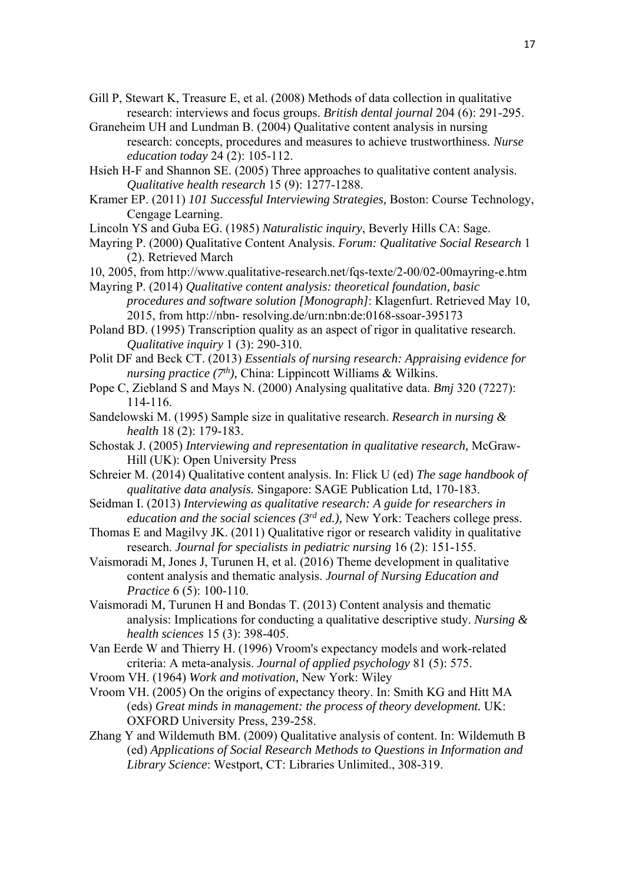Gill P, Stewart K, Treasure E, et al. (2008) Methods of data collection in qualitative research: interviews and focus groups. *British dental journal* 204 (6): 291-295.

Graneheim UH and Lundman B. (2004) Qualitative content analysis in nursing research: concepts, procedures and measures to achieve trustworthiness. *Nurse education today* 24 (2): 105-112.

Hsieh H-F and Shannon SE. (2005) Three approaches to qualitative content analysis. *Qualitative health research* 15 (9): 1277-1288.

Kramer EP. (2011) *101 Successful Interviewing Strategies,* Boston: Course Technology, Cengage Learning.

Lincoln YS and Guba EG. (1985) *Naturalistic inquiry*, Beverly Hills CA: Sage.

Mayring P. (2000) Qualitative Content Analysis. *Forum: Qualitative Social Research* 1 (2). Retrieved March 10, 2005, from http://www.qualitative-research.net/fqs-texte/2-00/02-00mayring-e.htm

Mayring P. (2014) *Qualitative content analysis: theoretical foundation, basic procedures and software solution [Monograph]*: Klagenfurt. Retrieved May 10, 2015, from http://nbn- resolving.de/urn:nbn:de:0168-ssoar-395173

Poland BD. (1995) Transcription quality as an aspect of rigor in qualitative research. *Qualitative inquiry* 1 (3): 290-310.

Polit DF and Beck CT. (2013) *Essentials of nursing research: Appraising evidence for nursing practice (7th),* China: Lippincott Williams & Wilkins.

Pope C, Ziebland S and Mays N. (2000) Analysing qualitative data. *Bmj* 320 (7227): 114-116.

Sandelowski M. (1995) Sample size in qualitative research. *Research in nursing & health* 18 (2): 179-183.

Schostak J. (2005) *Interviewing and representation in qualitative research,* McGraw-Hill (UK): Open University Press

Schreier M. (2014) Qualitative content analysis. In: Flick U (ed) *The sage handbook of qualitative data analysis.* Singapore: SAGE Publication Ltd, 170-183.

Seidman I. (2013) *Interviewing as qualitative research: A guide for researchers in education and the social sciences (3rd ed.),* New York: Teachers college press.

Thomas E and Magilvy JK. (2011) Qualitative rigor or research validity in qualitative research. *Journal for specialists in pediatric nursing* 16 (2): 151-155.

Vaismoradi M, Jones J, Turunen H, et al. (2016) Theme development in qualitative content analysis and thematic analysis. *Journal of Nursing Education and Practice* 6 (5): 100-110.

Vaismoradi M, Turunen H and Bondas T. (2013) Content analysis and thematic analysis: Implications for conducting a qualitative descriptive study. *Nursing & health sciences* 15 (3): 398-405.

Van Eerde W and Thierry H. (1996) Vroom's expectancy models and work-related criteria: A meta-analysis. *Journal of applied psychology* 81 (5): 575.

Vroom VH. (1964) *Work and motivation,* New York: Wiley

Vroom VH. (2005) On the origins of expectancy theory. In: Smith KG and Hitt MA (eds) *Great minds in management: the process of theory development.* UK: OXFORD University Press, 239-258.

Zhang Y and Wildemuth BM. (2009) Qualitative analysis of content. In: Wildemuth B (ed) *Applications of Social Research Methods to Questions in Information and Library Science*: Westport, CT: Libraries Unlimited., 308-319.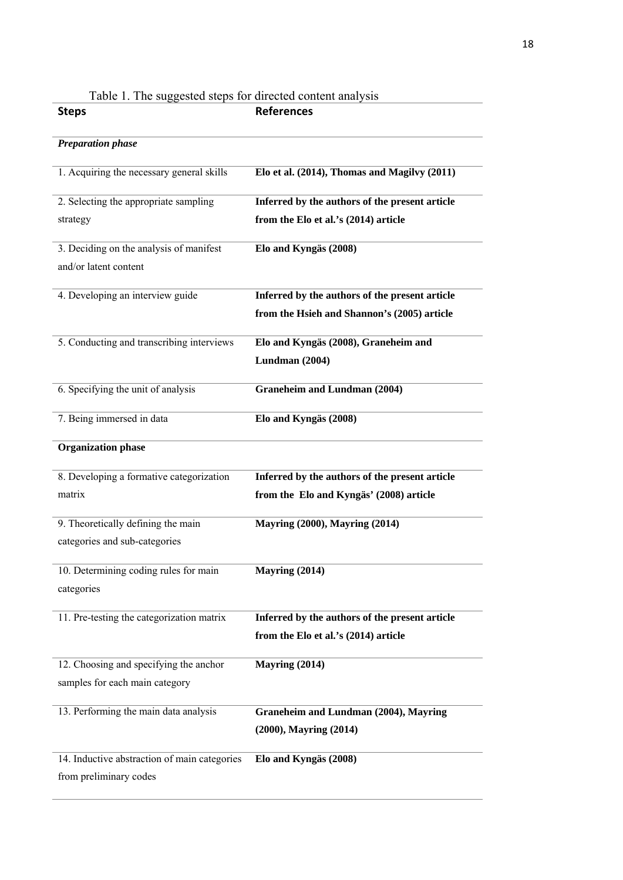Table 1. The suggested steps for directed content analysis

| **Steps** | **References** |
|---|---|
| ***Preparation phase*** | |
| 1. Acquiring the necessary general skills | **Elo et al. (2014), Thomas and Magilvy (2011)** |
| 2. Selecting the appropriate sampling strategy | **Inferred by the authors of the present article from the Elo et al.'s (2014) article** |
| 3. Deciding on the analysis of manifest and/or latent content | **Elo and Kyngäs (2008)** |
| 4. Developing an interview guide | **Inferred by the authors of the present article from the Hsieh and Shannon's (2005) article** |
| 5. Conducting and transcribing interviews | **Elo and Kyngäs (2008), Graneheim and Lundman (2004)** |
| 6. Specifying the unit of analysis | **Graneheim and Lundman (2004)** |
| 7. Being immersed in data | **Elo and Kyngäs (2008)** |
| **Organization phase** | |
| 8. Developing a formative categorization matrix | **Inferred by the authors of the present article from the Elo and Kyngäs' (2008) article** |
| 9. Theoretically defining the main categories and sub-categories | **Mayring (2000), Mayring (2014)** |
| 10. Determining coding rules for main categories | **Mayring (2014)** |
| 11. Pre-testing the categorization matrix | **Inferred by the authors of the present article from the Elo et al.'s (2014) article** |
| 12. Choosing and specifying the anchor samples for each main category | **Mayring (2014)** |
| 13. Performing the main data analysis | **Graneheim and Lundman (2004), Mayring (2000), Mayring (2014)** |
| 14. Inductive abstraction of main categories from preliminary codes | **Elo and Kyngäs (2008)** |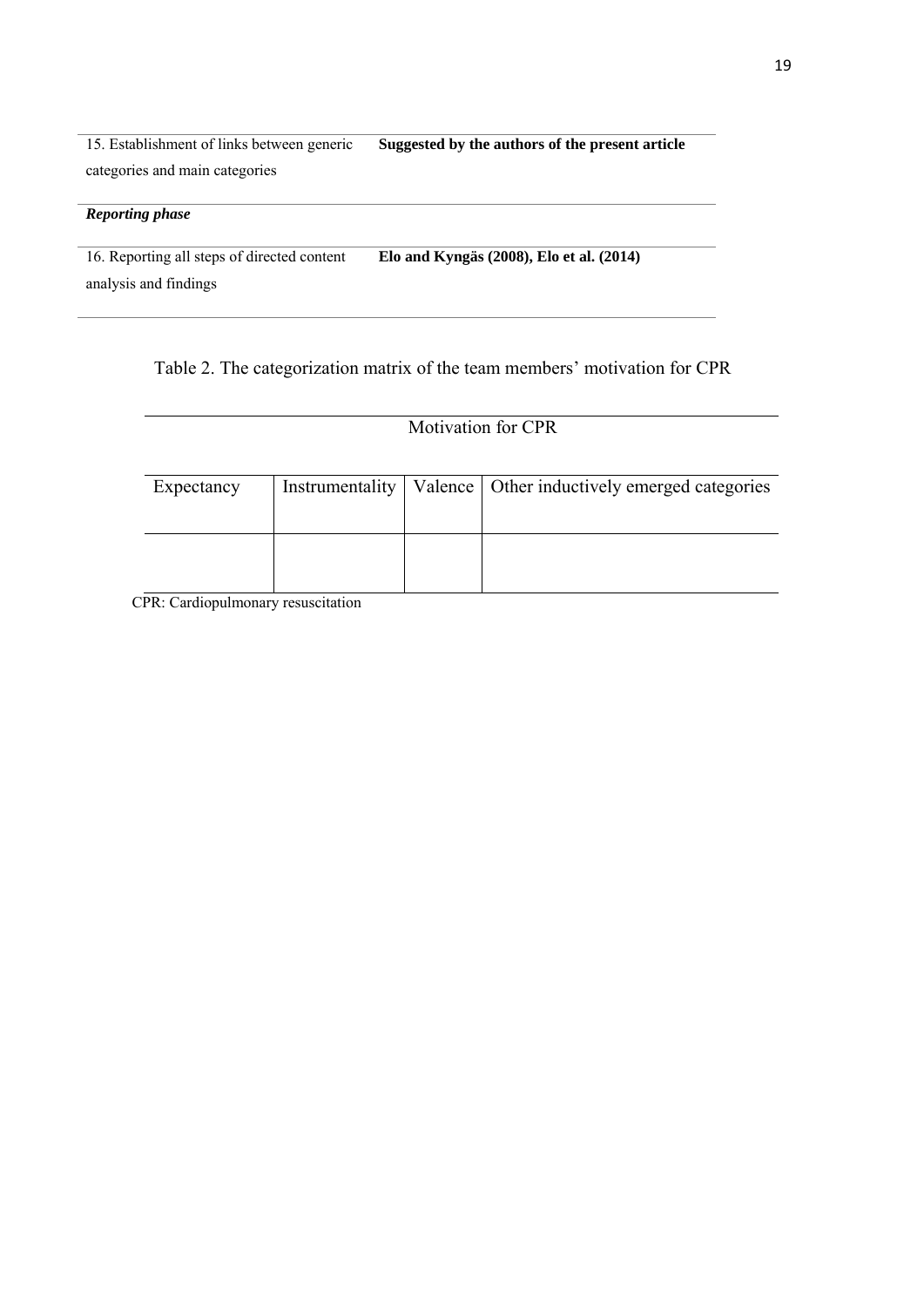| | |
|---|---|
| 15. Establishment of links between generic categories and main categories | **Suggested by the authors of the present article** |
| ***Reporting phase*** | |
| 16. Reporting all steps of directed content analysis and findings | **Elo and Kyngäs (2008), Elo et al. (2014)** |

Table 2. The categorization matrix of the team members' motivation for CPR

| Motivation for CPR | | | |
|---|---|---|---|
| Expectancy | Instrumentality | Valence | Other inductively emerged categories |
| | | | |

CPR: Cardiopulmonary resuscitation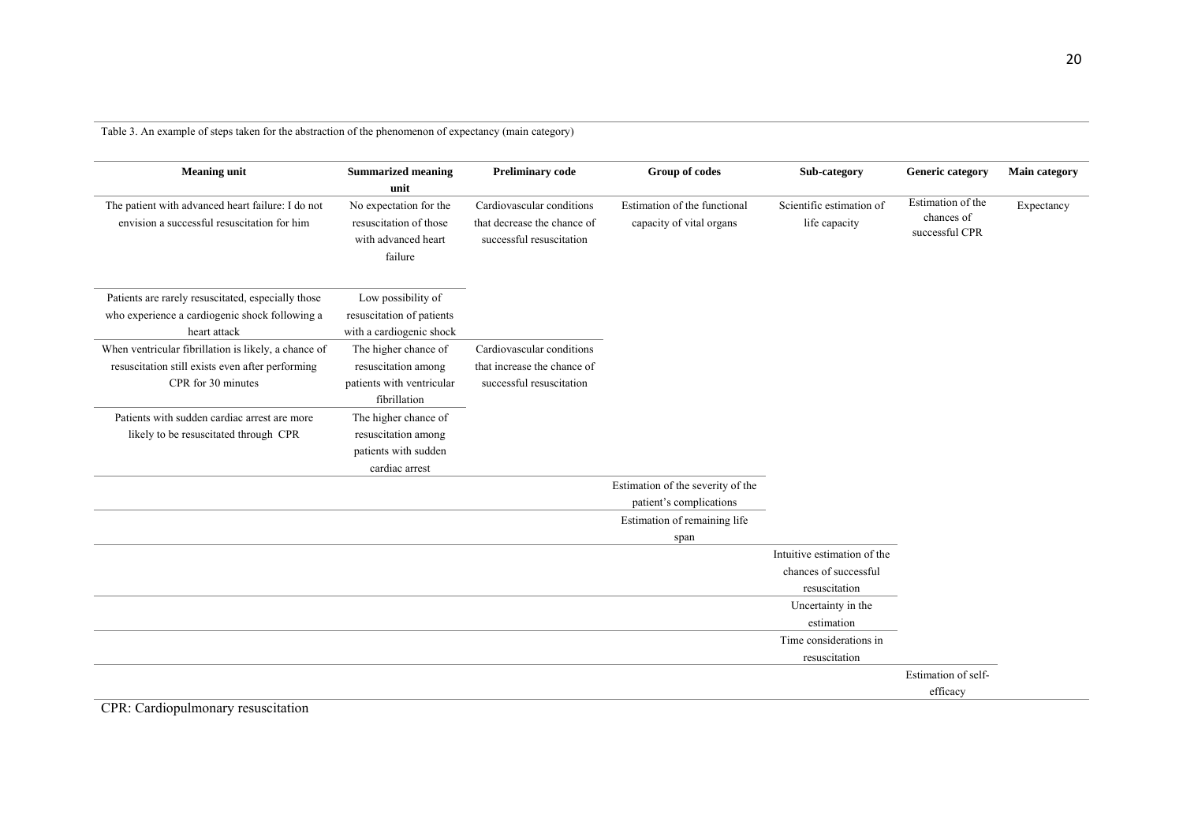Table 3. An example of steps taken for the abstraction of the phenomenon of expectancy (main category)

| Meaning unit | Summarized meaning unit | Preliminary code | Group of codes | Sub-category | Generic category | Main category |
|---|---|---|---|---|---|---|
| The patient with advanced heart failure: I do not envision a successful resuscitation for him | No expectation for the resuscitation of those with advanced heart failure | Cardiovascular conditions that decrease the chance of successful resuscitation | Estimation of the functional capacity of vital organs | Scientific estimation of life capacity | Estimation of the chances of successful CPR | Expectancy |
| Patients are rarely resuscitated, especially those who experience a cardiogenic shock following a heart attack | Low possibility of resuscitation of patients with a cardiogenic shock | | | | | |
| When ventricular fibrillation is likely, a chance of resuscitation still exists even after performing CPR for 30 minutes | The higher chance of resuscitation among patients with ventricular fibrillation | Cardiovascular conditions that increase the chance of successful resuscitation | | | | |
| Patients with sudden cardiac arrest are more likely to be resuscitated through CPR | The higher chance of resuscitation among patients with sudden cardiac arrest | | | | | |
| | | | Estimation of the severity of the patient's complications | | | |
| | | | Estimation of remaining life span | | | |
| | | | | Intuitive estimation of the chances of successful resuscitation | | |
| | | | | Uncertainty in the estimation | | |
| | | | | Time considerations in resuscitation | | |
| | | | | | Estimation of self-efficacy | |

CPR: Cardiopulmonary resuscitation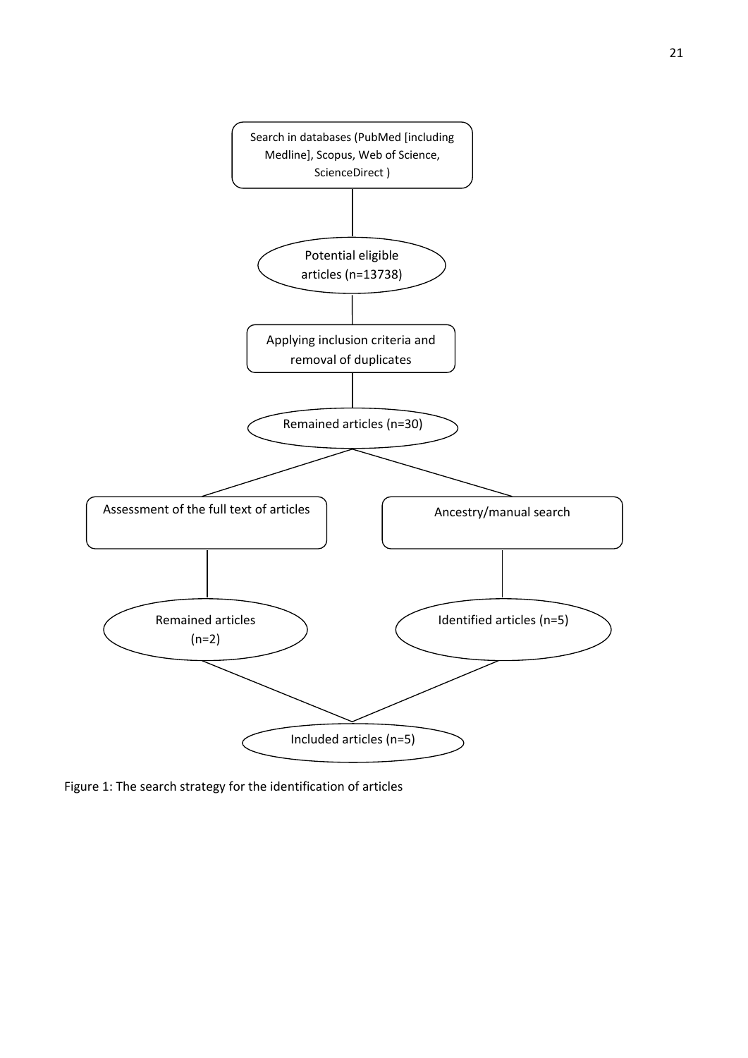Search in databases (PubMed [including Medline], Scopus, Web of Science, ScienceDirect )

Potential eligible articles (n=13738)

Applying inclusion criteria and removal of duplicates

Remained articles (n=30)

Assessment of the full text of articles

Ancestry/manual search

Remained articles (n=2)

Identified articles (n=5)

Included articles (n=5)

Figure 1: The search strategy for the identification of articles